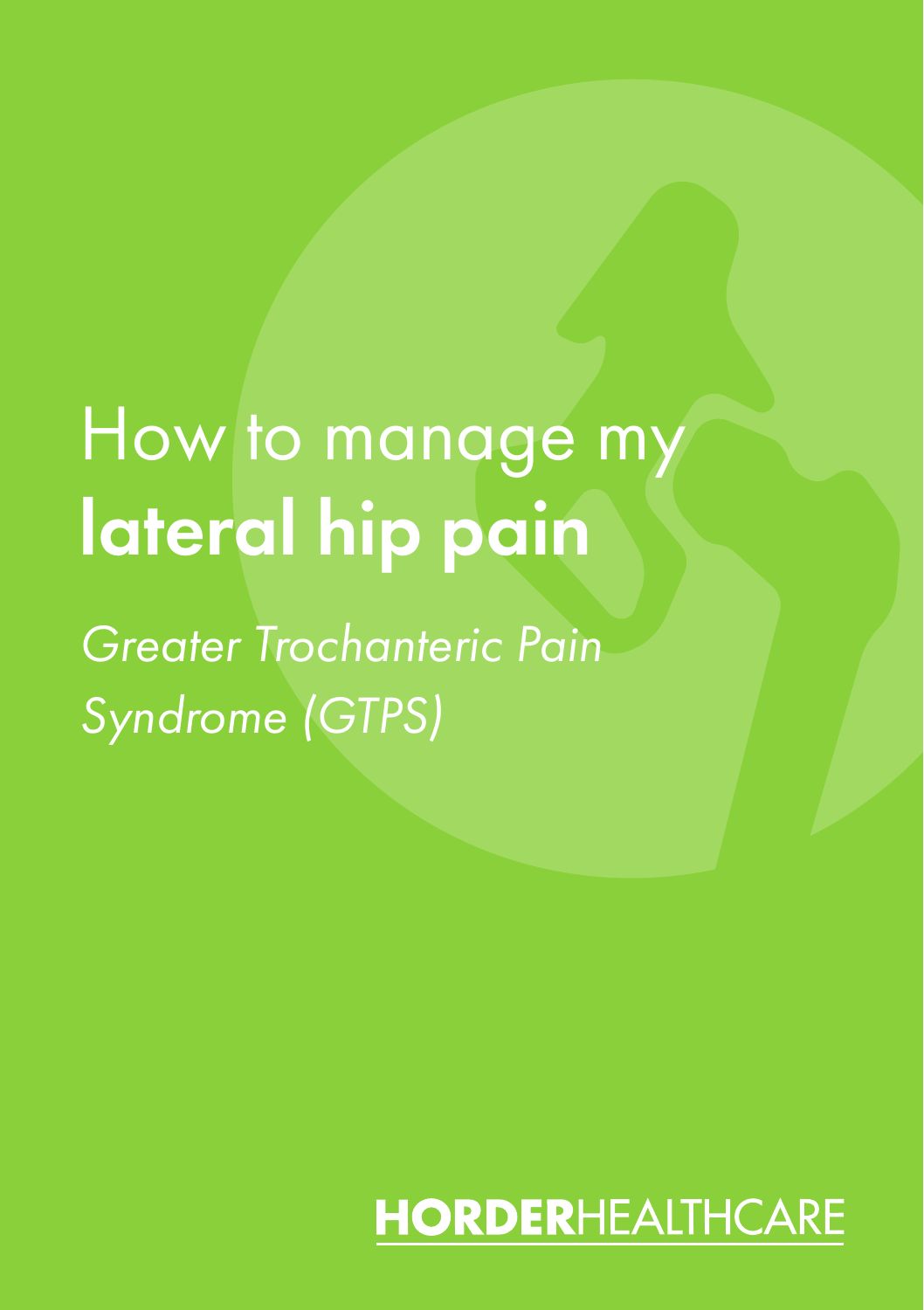# How to manage my **lateral hip pain**

*Greater Trochanteric Pain Syndrome (GTPS)*

**HORDER**HEALTHCARE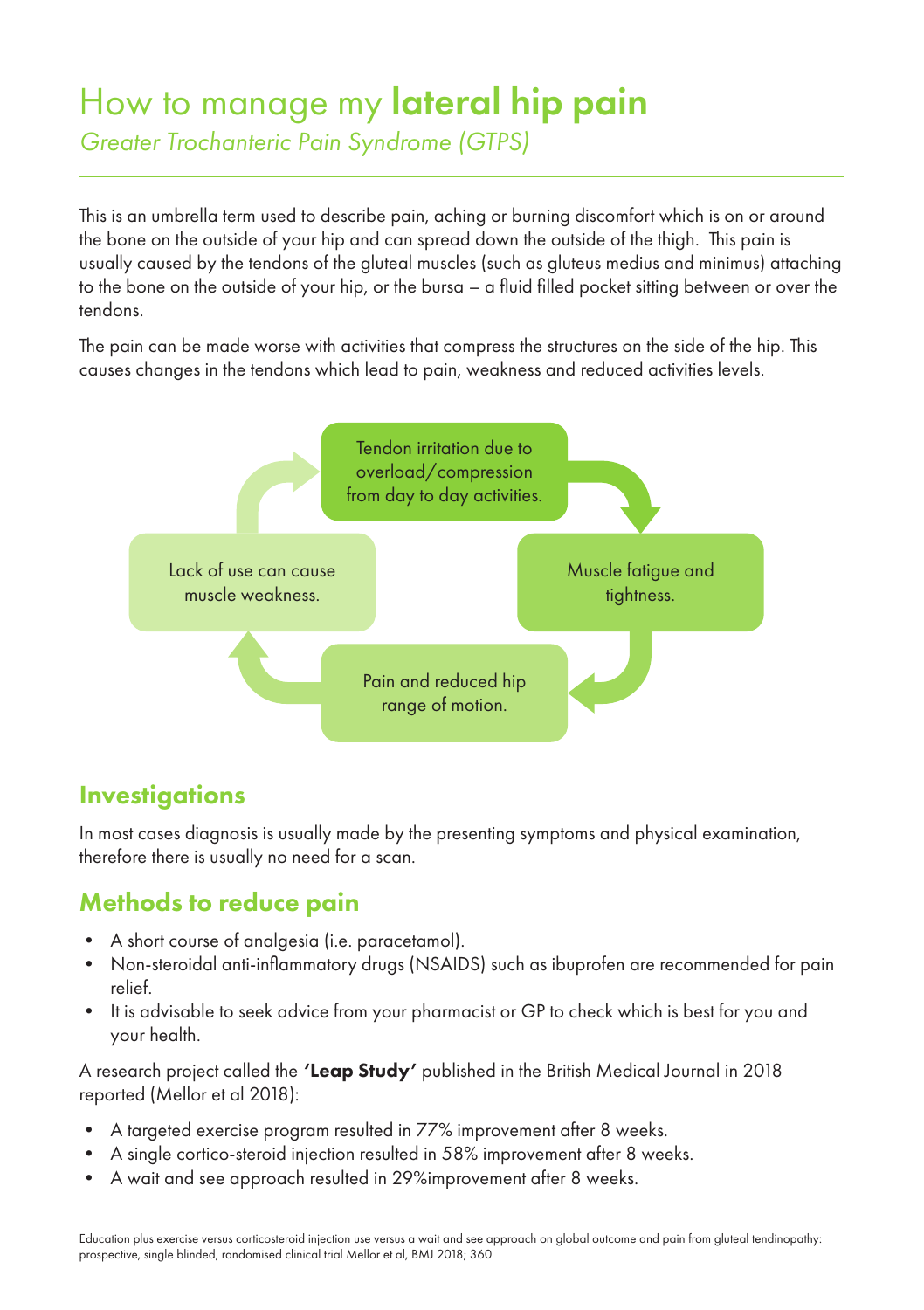# How to manage my **lateral hip pain**

*Greater Trochanteric Pain Syndrome (GTPS)*

This is an umbrella term used to describe pain, aching or burning discomfort which is on or around the bone on the outside of your hip and can spread down the outside of the thigh. This pain is usually caused by the tendons of the gluteal muscles (such as gluteus medius and minimus) attaching to the bone on the outside of your hip, or the bursa – a fluid filled pocket sitting between or over the tendons.

The pain can be made worse with activities that compress the structures on the side of the hip. This causes changes in the tendons which lead to pain, weakness and reduced activities levels.

Tendon irritation due to overload/compression from day to day activities.

Muscle fatigue and tightness.

Pain and reduced hip range of motion.

Lack of use can cause muscle weakness.

## Investigations

In most cases diagnosis is usually made by the presenting symptoms and physical examination, therefore there is usually no need for a scan.

## Methods to reduce pain

- A short course of analgesia (i.e. paracetamol).
- Non-steroidal anti-inflammatory drugs (NSAIDS) such as ibuprofen are recommended for pain relief.
- It is advisable to seek advice from your pharmacist or GP to check which is best for you and your health.

A research project called the **'Leap Study'** published in the British Medical Journal in 2018 reported (Mellor et al 2018):

- A targeted exercise program resulted in 77% improvement after 8 weeks.
- A single cortico-steroid injection resulted in 58% improvement after 8 weeks.
- A wait and see approach resulted in 29%improvement after 8 weeks.

Education plus exercise versus corticosteroid injection use versus a wait and see approach on global outcome and pain from gluteal tendinopathy: prospective, single blinded, randomised clinical trial Mellor et al, BMJ 2018; 360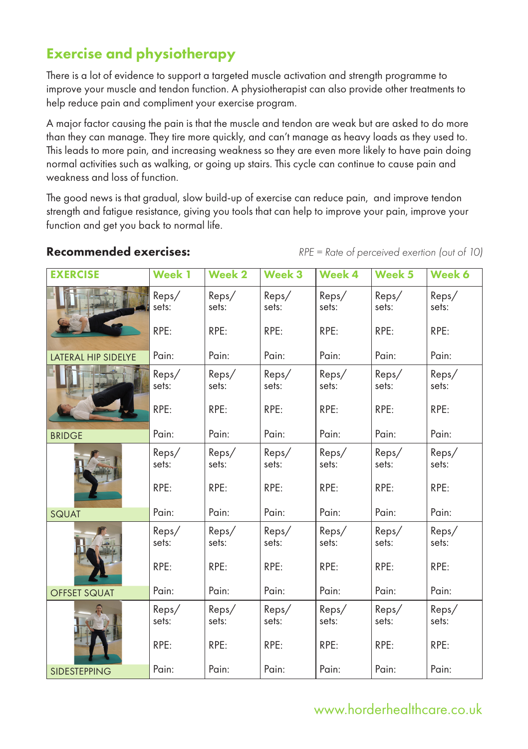## Exercise and physiotherapy

There is a lot of evidence to support a targeted muscle activation and strength programme to improve your muscle and tendon function. A physiotherapist can also provide other treatments to help reduce pain and compliment your exercise program.

A major factor causing the pain is that the muscle and tendon are weak but are asked to do more than they can manage. They tire more quickly, and can't manage as heavy loads as they used to. This leads to more pain, and increasing weakness so they are even more likely to have pain doing normal activities such as walking, or going up stairs. This cycle can continue to cause pain and weakness and loss of function.

The good news is that gradual, slow build-up of exercise can reduce pain, and improve tendon strength and fatigue resistance, giving you tools that can help to improve your pain, improve your function and get you back to normal life.

**Recommended exercises:**

*RPE = Rate of perceived exertion (out of 10)*

| EXERCISE | Week 1 | Week 2 | Week 3 | Week 4 | Week 5 | Week 6 |
|---|---|---|---|---|---|---|
| LATERAL HIP SIDELYE | Reps/ sets:<br><br>RPE:<br><br>Pain: | Reps/ sets:<br><br>RPE:<br><br>Pain: | Reps/ sets:<br><br>RPE:<br><br>Pain: | Reps/ sets:<br><br>RPE:<br><br>Pain: | Reps/ sets:<br><br>RPE:<br><br>Pain: | Reps/ sets:<br><br>RPE:<br><br>Pain: |
| BRIDGE | Reps/ sets:<br><br>RPE:<br><br>Pain: | Reps/ sets:<br><br>RPE:<br><br>Pain: | Reps/ sets:<br><br>RPE:<br><br>Pain: | Reps/ sets:<br><br>RPE:<br><br>Pain: | Reps/ sets:<br><br>RPE:<br><br>Pain: | Reps/ sets:<br><br>RPE:<br><br>Pain: |
| SQUAT | Reps/ sets:<br><br>RPE:<br><br>Pain: | Reps/ sets:<br><br>RPE:<br><br>Pain: | Reps/ sets:<br><br>RPE:<br><br>Pain: | Reps/ sets:<br><br>RPE:<br><br>Pain: | Reps/ sets:<br><br>RPE:<br><br>Pain: | Reps/ sets:<br><br>RPE:<br><br>Pain: |
| OFFSET SQUAT | Reps/ sets:<br><br>RPE:<br><br>Pain: | Reps/ sets:<br><br>RPE:<br><br>Pain: | Reps/ sets:<br><br>RPE:<br><br>Pain: | Reps/ sets:<br><br>RPE:<br><br>Pain: | Reps/ sets:<br><br>RPE:<br><br>Pain: | Reps/ sets:<br><br>RPE:<br><br>Pain: |
| SIDESTEPPING | Reps/ sets:<br><br>RPE:<br><br>Pain: | Reps/ sets:<br><br>RPE:<br><br>Pain: | Reps/ sets:<br><br>RPE:<br><br>Pain: | Reps/ sets:<br><br>RPE:<br><br>Pain: | Reps/ sets:<br><br>RPE:<br><br>Pain: | Reps/ sets:<br><br>RPE:<br><br>Pain: |

www.horderhealthcare.co.uk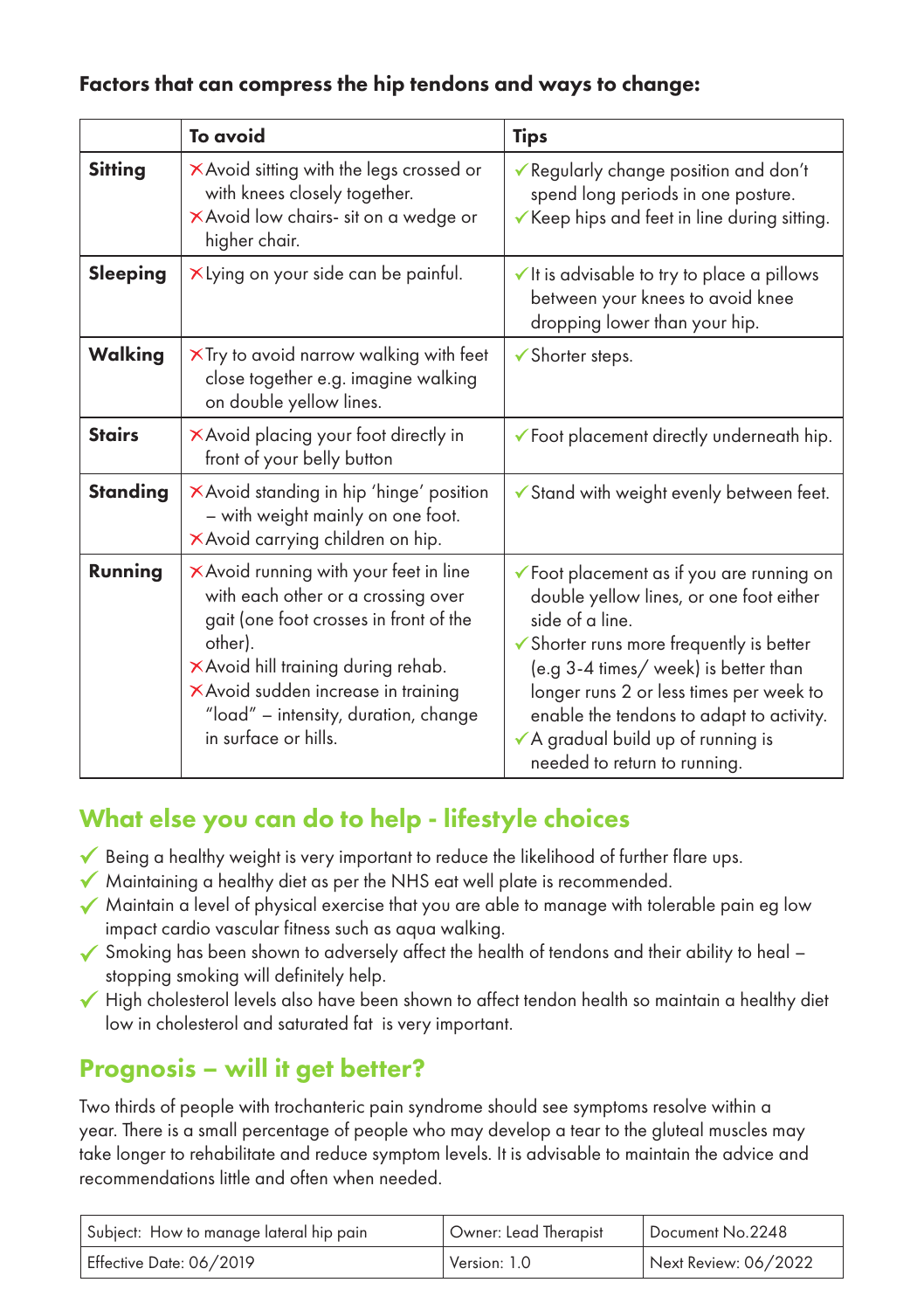**Factors that can compress the hip tendons and ways to change:**

| | To avoid | Tips |
|---|---|---|
| **Sitting** | ✗Avoid sitting with the legs crossed or with knees closely together.<br>✗Avoid low chairs- sit on a wedge or higher chair. | ✓Regularly change position and don't spend long periods in one posture.<br>✓Keep hips and feet in line during sitting. |
| **Sleeping** | ✗Lying on your side can be painful. | ✓It is advisable to try to place a pillows between your knees to avoid knee dropping lower than your hip. |
| **Walking** | ✗Try to avoid narrow walking with feet close together e.g. imagine walking on double yellow lines. | ✓Shorter steps. |
| **Stairs** | ✗Avoid placing your foot directly in front of your belly button | ✓Foot placement directly underneath hip. |
| **Standing** | ✗Avoid standing in hip 'hinge' position – with weight mainly on one foot.<br>✗Avoid carrying children on hip. | ✓Stand with weight evenly between feet. |
| **Running** | ✗Avoid running with your feet in line with each other or a crossing over gait (one foot crosses in front of the other).<br>✗Avoid hill training during rehab.<br>✗Avoid sudden increase in training "load" – intensity, duration, change in surface or hills. | ✓Foot placement as if you are running on double yellow lines, or one foot either side of a line.<br>✓Shorter runs more frequently is better (e.g 3-4 times/ week) is better than longer runs 2 or less times per week to enable the tendons to adapt to activity.<br>✓A gradual build up of running is needed to return to running. |

## What else you can do to help - lifestyle choices

- ✓ Being a healthy weight is very important to reduce the likelihood of further flare ups.
- ✓ Maintaining a healthy diet as per the NHS eat well plate is recommended.
- ✓ Maintain a level of physical exercise that you are able to manage with tolerable pain eg low impact cardio vascular fitness such as aqua walking.
- ✓ Smoking has been shown to adversely affect the health of tendons and their ability to heal – stopping smoking will definitely help.
- ✓ High cholesterol levels also have been shown to affect tendon health so maintain a healthy diet low in cholesterol and saturated fat is very important.

## Prognosis – will it get better?

Two thirds of people with trochanteric pain syndrome should see symptoms resolve within a year. There is a small percentage of people who may develop a tear to the gluteal muscles may take longer to rehabilitate and reduce symptom levels. It is advisable to maintain the advice and recommendations little and often when needed.

| | | |
|---|---|---|
| Subject: How to manage lateral hip pain | Owner: Lead Therapist | Document No.2248 |
| Effective Date: 06/2019 | Version: 1.0 | Next Review: 06/2022 |